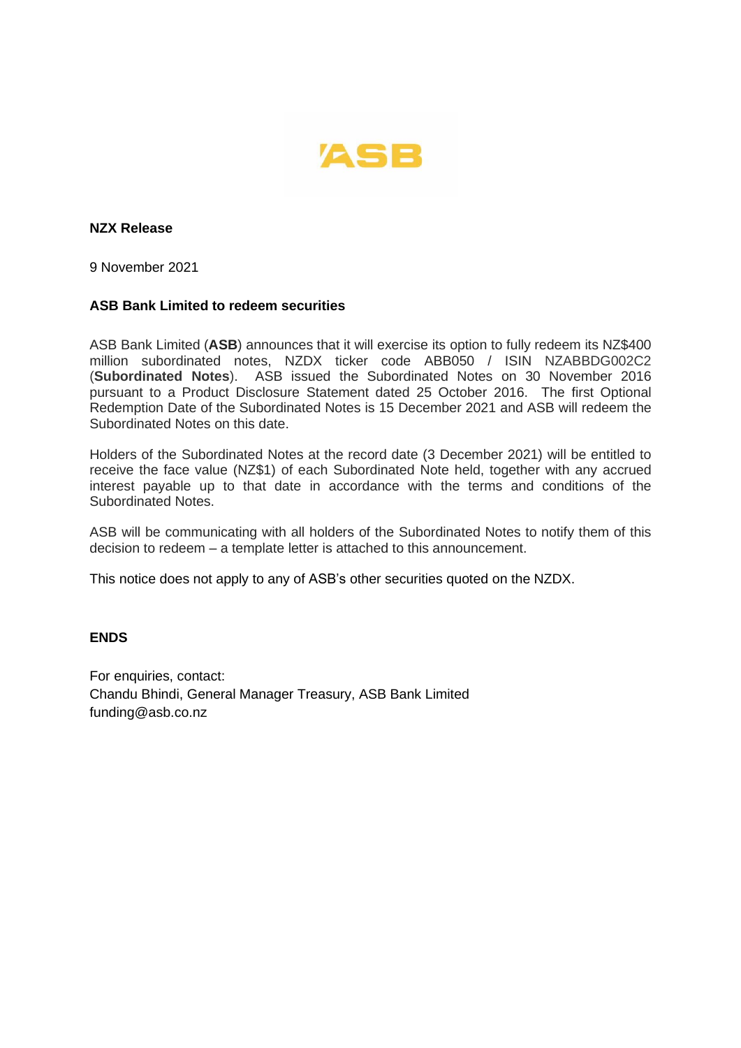**NZX Release**

9 November 2021

**ASB Bank Limited to redeem securities**

ASB Bank Limited (**ASB**) announces that it will exercise its option to fully redeem its NZ$400 million subordinated notes, NZDX ticker code ABB050 / ISIN NZABBDG002C2 (**Subordinated Notes**). ASB issued the Subordinated Notes on 30 November 2016 pursuant to a Product Disclosure Statement dated 25 October 2016. The first Optional Redemption Date of the Subordinated Notes is 15 December 2021 and ASB will redeem the Subordinated Notes on this date.

Holders of the Subordinated Notes at the record date (3 December 2021) will be entitled to receive the face value (NZ$1) of each Subordinated Note held, together with any accrued interest payable up to that date in accordance with the terms and conditions of the Subordinated Notes.

ASB will be communicating with all holders of the Subordinated Notes to notify them of this decision to redeem – a template letter is attached to this announcement.

This notice does not apply to any of ASB's other securities quoted on the NZDX.

**ENDS**

For enquiries, contact:
Chandu Bhindi, General Manager Treasury, ASB Bank Limited
funding@asb.co.nz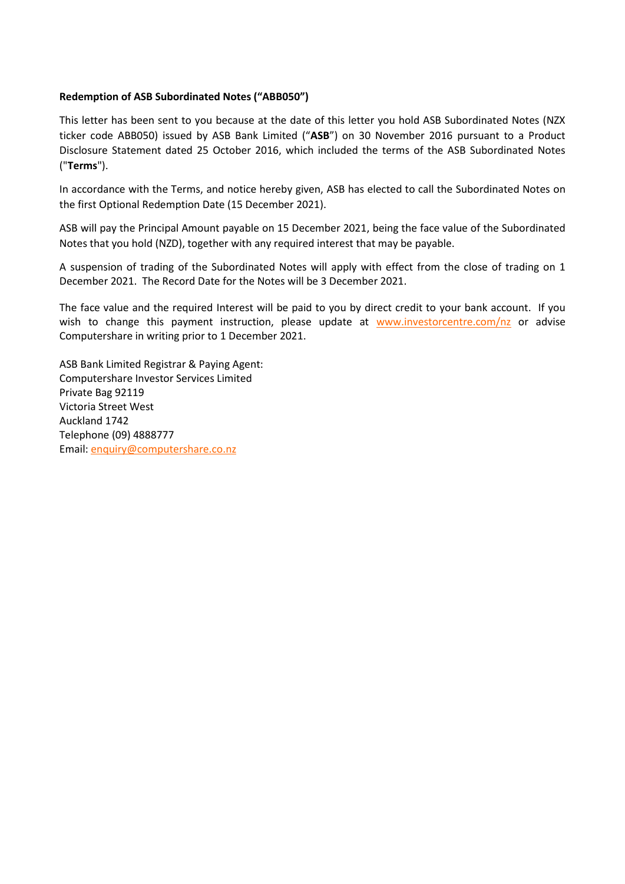**Redemption of ASB Subordinated Notes ("ABB050")**

This letter has been sent to you because at the date of this letter you hold ASB Subordinated Notes (NZX ticker code ABB050) issued by ASB Bank Limited ("**ASB**") on 30 November 2016 pursuant to a Product Disclosure Statement dated 25 October 2016, which included the terms of the ASB Subordinated Notes ("**Terms**").

In accordance with the Terms, and notice hereby given, ASB has elected to call the Subordinated Notes on the first Optional Redemption Date (15 December 2021).

ASB will pay the Principal Amount payable on 15 December 2021, being the face value of the Subordinated Notes that you hold (NZD), together with any required interest that may be payable.

A suspension of trading of the Subordinated Notes will apply with effect from the close of trading on 1 December 2021. The Record Date for the Notes will be 3 December 2021.

The face value and the required Interest will be paid to you by direct credit to your bank account. If you wish to change this payment instruction, please update at www.investorcentre.com/nz or advise Computershare in writing prior to 1 December 2021.

ASB Bank Limited Registrar & Paying Agent:
Computershare Investor Services Limited
Private Bag 92119
Victoria Street West
Auckland 1742
Telephone (09) 4888777
Email: enquiry@computershare.co.nz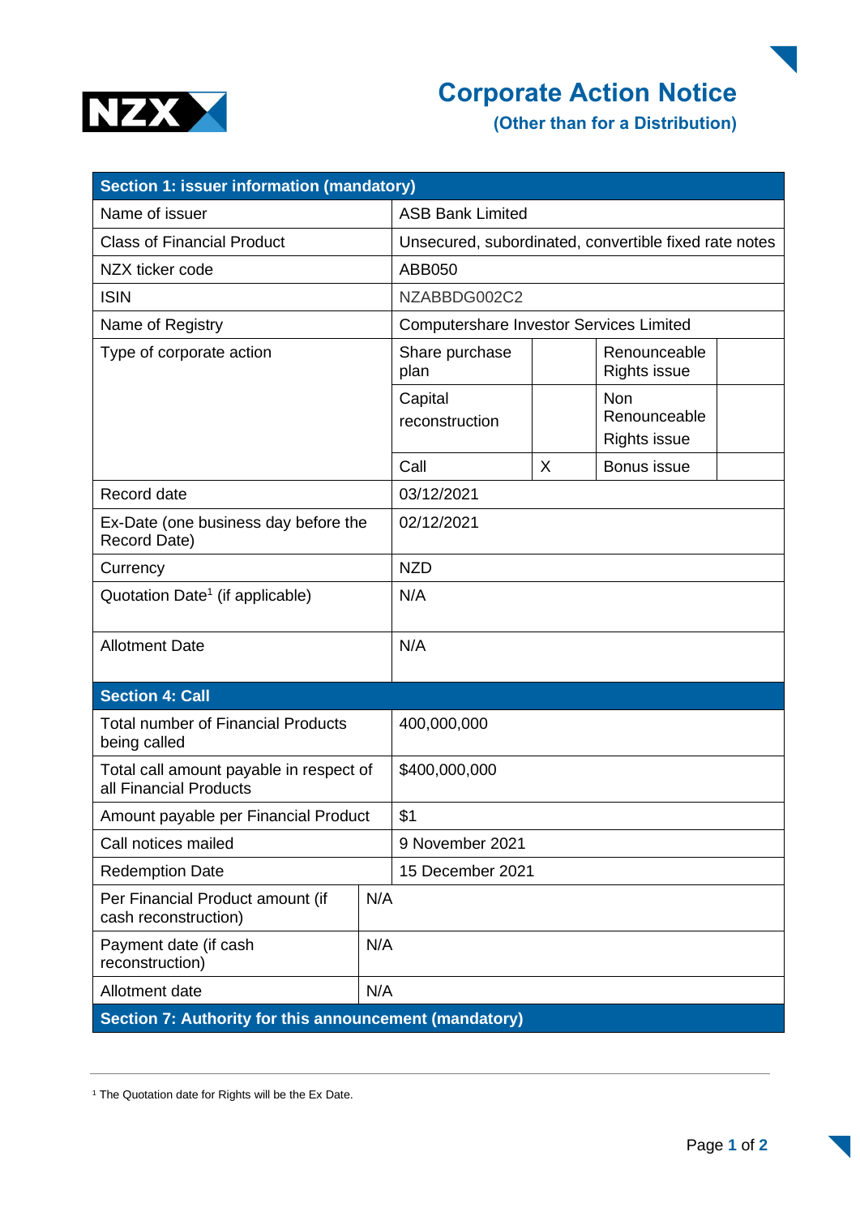# Corporate Action Notice

**(Other than for a Distribution)**

| Section 1: issuer information (mandatory) | | | | |
|---|---|---|---|---|
| Name of issuer | ASB Bank Limited | | | |
| Class of Financial Product | Unsecured, subordinated, convertible fixed rate notes | | | |
| NZX ticker code | ABB050 | | | |
| ISIN | NZABBDG002C2 | | | |
| Name of Registry | Computershare Investor Services Limited | | | |
| Type of corporate action | Share purchase plan | | Renounceable Rights issue | |
| | Capital reconstruction | | Non Renounceable Rights issue | |
| | Call | X | Bonus issue | |
| Record date | 03/12/2021 | | | |
| Ex-Date (one business day before the Record Date) | 02/12/2021 | | | |
| Currency | NZD | | | |
| Quotation Date[1] (if applicable) | N/A | | | |
| Allotment Date | N/A | | | |

| Section 4: Call | |
|---|---|
| Total number of Financial Products being called | 400,000,000 |
| Total call amount payable in respect of all Financial Products | $400,000,000 |
| Amount payable per Financial Product | $1 |
| Call notices mailed | 9 November 2021 |
| Redemption Date | 15 December 2021 |
| Per Financial Product amount (if cash reconstruction) | N/A |
| Payment date (if cash reconstruction) | N/A |
| Allotment date | N/A |

**Section 7: Authority for this announcement (mandatory)**

[1] The Quotation date for Rights will be the Ex Date.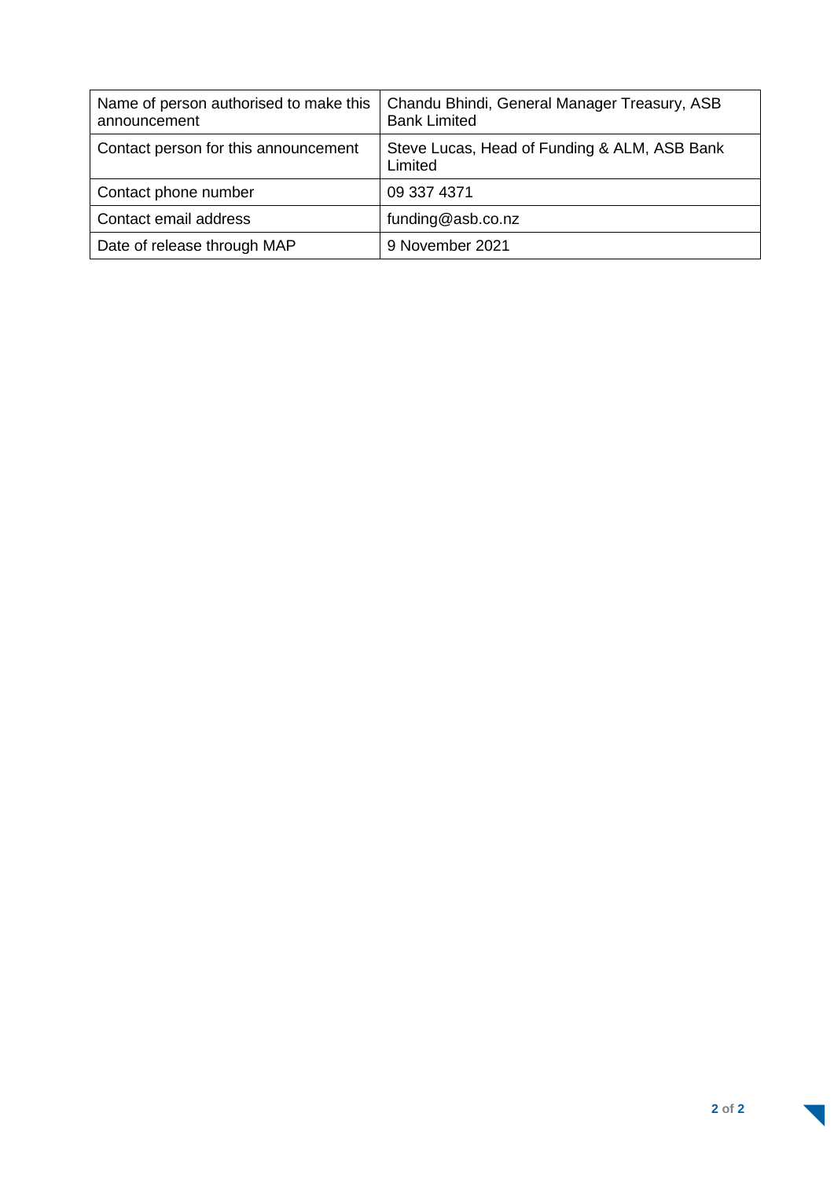| | |
|---|---|
| Name of person authorised to make this announcement | Chandu Bhindi, General Manager Treasury, ASB Bank Limited |
| Contact person for this announcement | Steve Lucas, Head of Funding & ALM, ASB Bank Limited |
| Contact phone number | 09 337 4371 |
| Contact email address | funding@asb.co.nz |
| Date of release through MAP | 9 November 2021 |